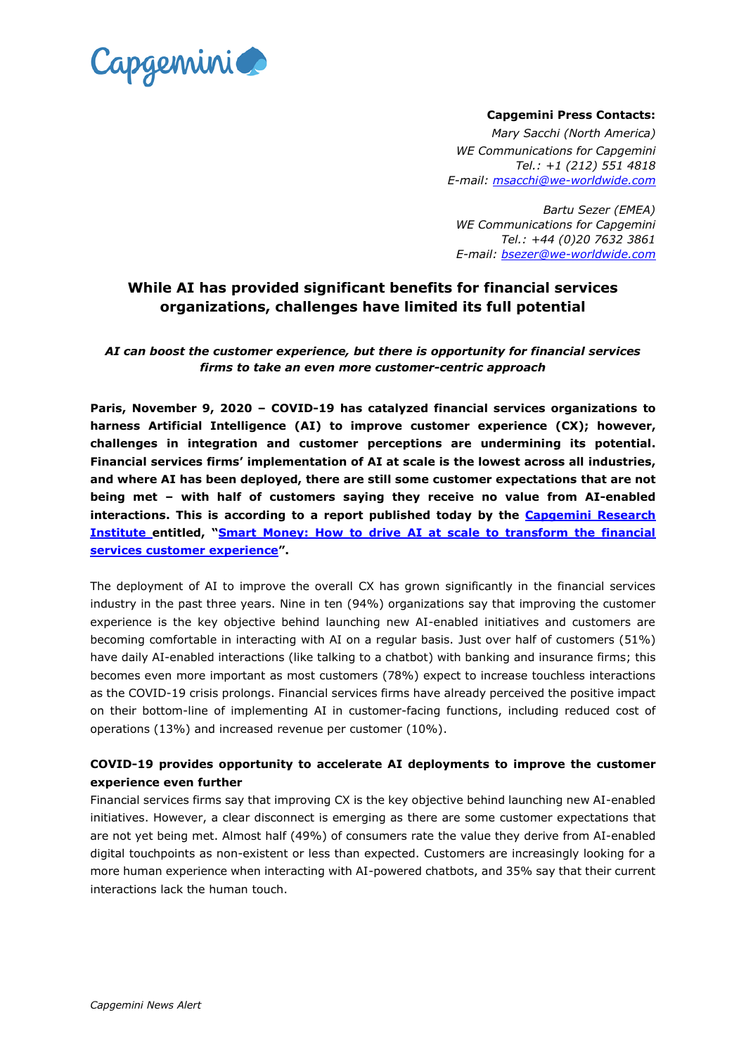Capgemini

**Capgemini Press Contacts:**

*Mary Sacchi (North America)*
*WE Communications for Capgemini*
*Tel.: +1 (212) 551 4818*
*E-mail: [msacchi@we-worldwide.com](mailto:msacchi@we-worldwide.com)*

*Bartu Sezer (EMEA)*
*WE Communications for Capgemini*
*Tel.: +44 (0)20 7632 3861*
*E-mail: [bsezer@we-worldwide.com](mailto:bsezer@we-worldwide.com)*

# While AI has provided significant benefits for financial services organizations, challenges have limited its full potential

***AI can boost the customer experience, but there is opportunity for financial services firms to take an even more customer-centric approach***

**Paris, November 9, 2020 – COVID-19 has catalyzed financial services organizations to harness Artificial Intelligence (AI) to improve customer experience (CX); however, challenges in integration and customer perceptions are undermining its potential. Financial services firms' implementation of AI at scale is the lowest across all industries, and where AI has been deployed, there are still some customer expectations that are not being met – with half of customers saying they receive no value from AI-enabled interactions. This is according to a report published today by the Capgemini Research Institute entitled, "Smart Money: How to drive AI at scale to transform the financial services customer experience".**

The deployment of AI to improve the overall CX has grown significantly in the financial services industry in the past three years. Nine in ten (94%) organizations say that improving the customer experience is the key objective behind launching new AI-enabled initiatives and customers are becoming comfortable in interacting with AI on a regular basis. Just over half of customers (51%) have daily AI-enabled interactions (like talking to a chatbot) with banking and insurance firms; this becomes even more important as most customers (78%) expect to increase touchless interactions as the COVID-19 crisis prolongs. Financial services firms have already perceived the positive impact on their bottom-line of implementing AI in customer-facing functions, including reduced cost of operations (13%) and increased revenue per customer (10%).

**COVID-19 provides opportunity to accelerate AI deployments to improve the customer experience even further**

Financial services firms say that improving CX is the key objective behind launching new AI-enabled initiatives. However, a clear disconnect is emerging as there are some customer expectations that are not yet being met. Almost half (49%) of consumers rate the value they derive from AI-enabled digital touchpoints as non-existent or less than expected. Customers are increasingly looking for a more human experience when interacting with AI-powered chatbots, and 35% say that their current interactions lack the human touch.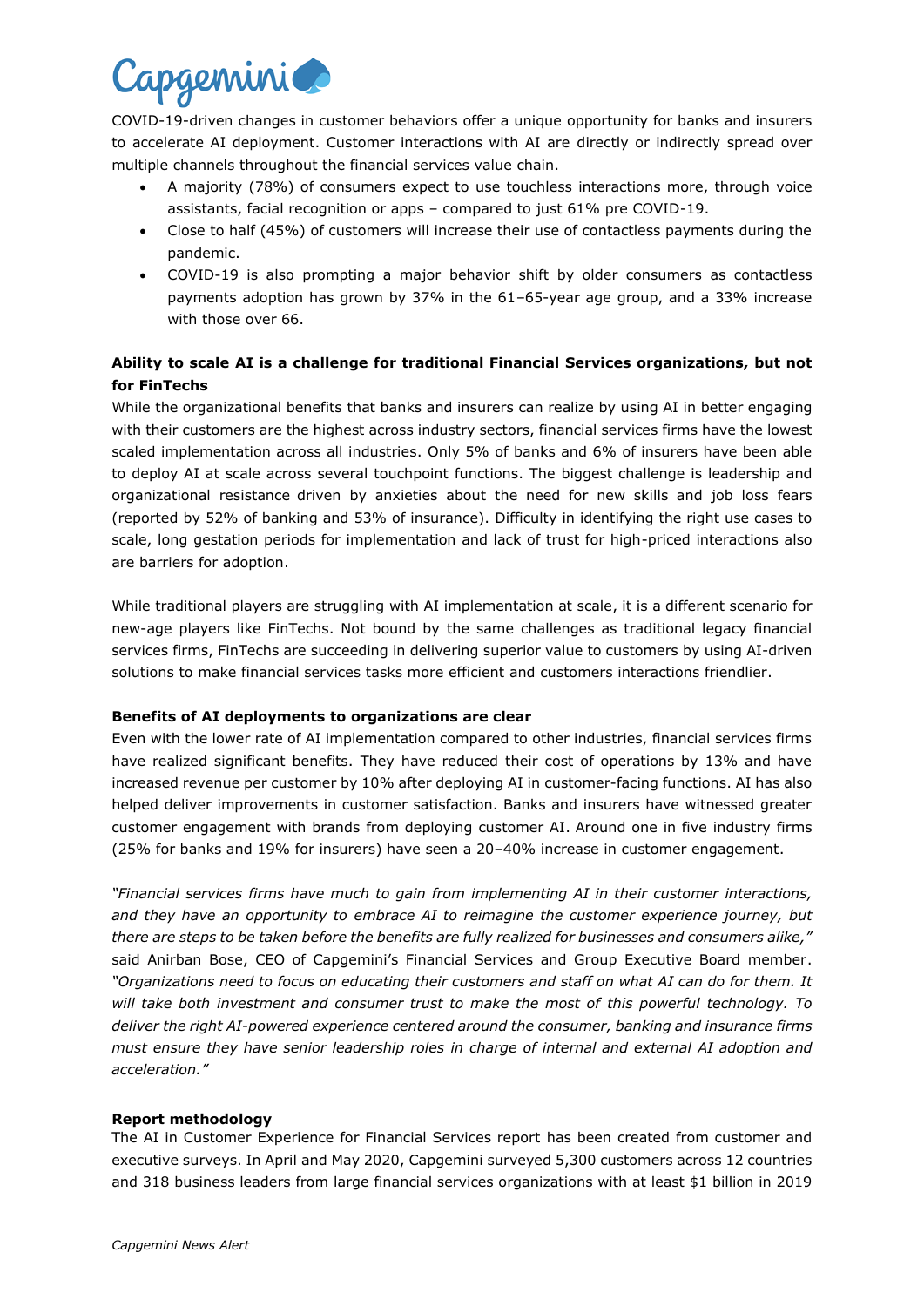COVID-19-driven changes in customer behaviors offer a unique opportunity for banks and insurers to accelerate AI deployment. Customer interactions with AI are directly or indirectly spread over multiple channels throughout the financial services value chain.

- A majority (78%) of consumers expect to use touchless interactions more, through voice assistants, facial recognition or apps – compared to just 61% pre COVID-19.
- Close to half (45%) of customers will increase their use of contactless payments during the pandemic.
- COVID-19 is also prompting a major behavior shift by older consumers as contactless payments adoption has grown by 37% in the 61–65-year age group, and a 33% increase with those over 66.

**Ability to scale AI is a challenge for traditional Financial Services organizations, but not for FinTechs**

While the organizational benefits that banks and insurers can realize by using AI in better engaging with their customers are the highest across industry sectors, financial services firms have the lowest scaled implementation across all industries. Only 5% of banks and 6% of insurers have been able to deploy AI at scale across several touchpoint functions. The biggest challenge is leadership and organizational resistance driven by anxieties about the need for new skills and job loss fears (reported by 52% of banking and 53% of insurance). Difficulty in identifying the right use cases to scale, long gestation periods for implementation and lack of trust for high-priced interactions also are barriers for adoption.

While traditional players are struggling with AI implementation at scale, it is a different scenario for new-age players like FinTechs. Not bound by the same challenges as traditional legacy financial services firms, FinTechs are succeeding in delivering superior value to customers by using AI-driven solutions to make financial services tasks more efficient and customers interactions friendlier.

**Benefits of AI deployments to organizations are clear**

Even with the lower rate of AI implementation compared to other industries, financial services firms have realized significant benefits. They have reduced their cost of operations by 13% and have increased revenue per customer by 10% after deploying AI in customer-facing functions. AI has also helped deliver improvements in customer satisfaction. Banks and insurers have witnessed greater customer engagement with brands from deploying customer AI. Around one in five industry firms (25% for banks and 19% for insurers) have seen a 20–40% increase in customer engagement.

*"Financial services firms have much to gain from implementing AI in their customer interactions, and they have an opportunity to embrace AI to reimagine the customer experience journey, but there are steps to be taken before the benefits are fully realized for businesses and consumers alike,"* said Anirban Bose, CEO of Capgemini's Financial Services and Group Executive Board member. *"Organizations need to focus on educating their customers and staff on what AI can do for them. It will take both investment and consumer trust to make the most of this powerful technology. To deliver the right AI-powered experience centered around the consumer, banking and insurance firms must ensure they have senior leadership roles in charge of internal and external AI adoption and acceleration."*

**Report methodology**

The AI in Customer Experience for Financial Services report has been created from customer and executive surveys. In April and May 2020, Capgemini surveyed 5,300 customers across 12 countries and 318 business leaders from large financial services organizations with at least $1 billion in 2019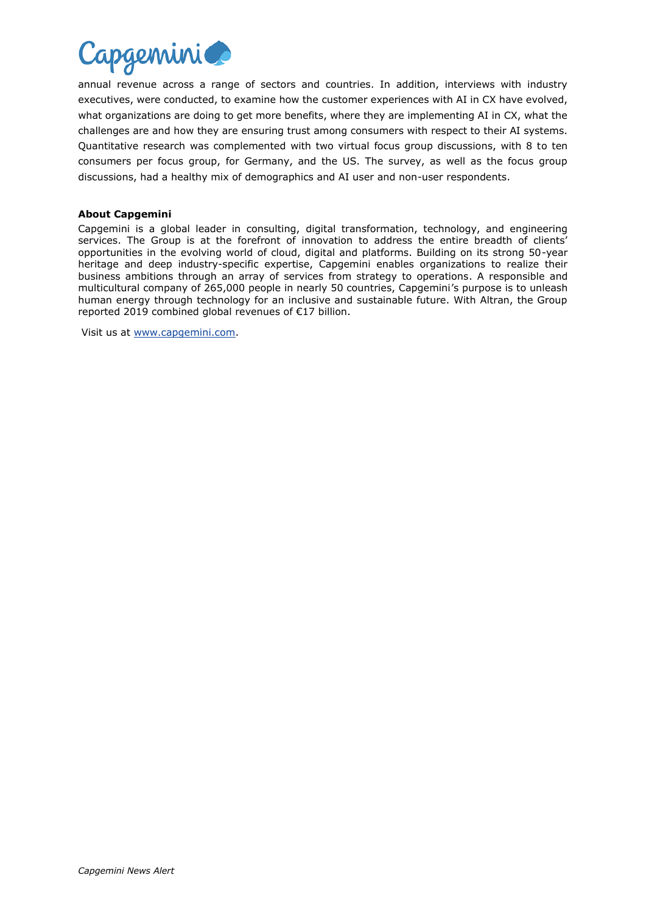annual revenue across a range of sectors and countries. In addition, interviews with industry executives, were conducted, to examine how the customer experiences with AI in CX have evolved, what organizations are doing to get more benefits, where they are implementing AI in CX, what the challenges are and how they are ensuring trust among consumers with respect to their AI systems. Quantitative research was complemented with two virtual focus group discussions, with 8 to ten consumers per focus group, for Germany, and the US. The survey, as well as the focus group discussions, had a healthy mix of demographics and AI user and non-user respondents.

**About Capgemini**

Capgemini is a global leader in consulting, digital transformation, technology, and engineering services. The Group is at the forefront of innovation to address the entire breadth of clients' opportunities in the evolving world of cloud, digital and platforms. Building on its strong 50-year heritage and deep industry-specific expertise, Capgemini enables organizations to realize their business ambitions through an array of services from strategy to operations. A responsible and multicultural company of 265,000 people in nearly 50 countries, Capgemini's purpose is to unleash human energy through technology for an inclusive and sustainable future. With Altran, the Group reported 2019 combined global revenues of €17 billion.

Visit us at [www.capgemini.com](http://www.capgemini.com).